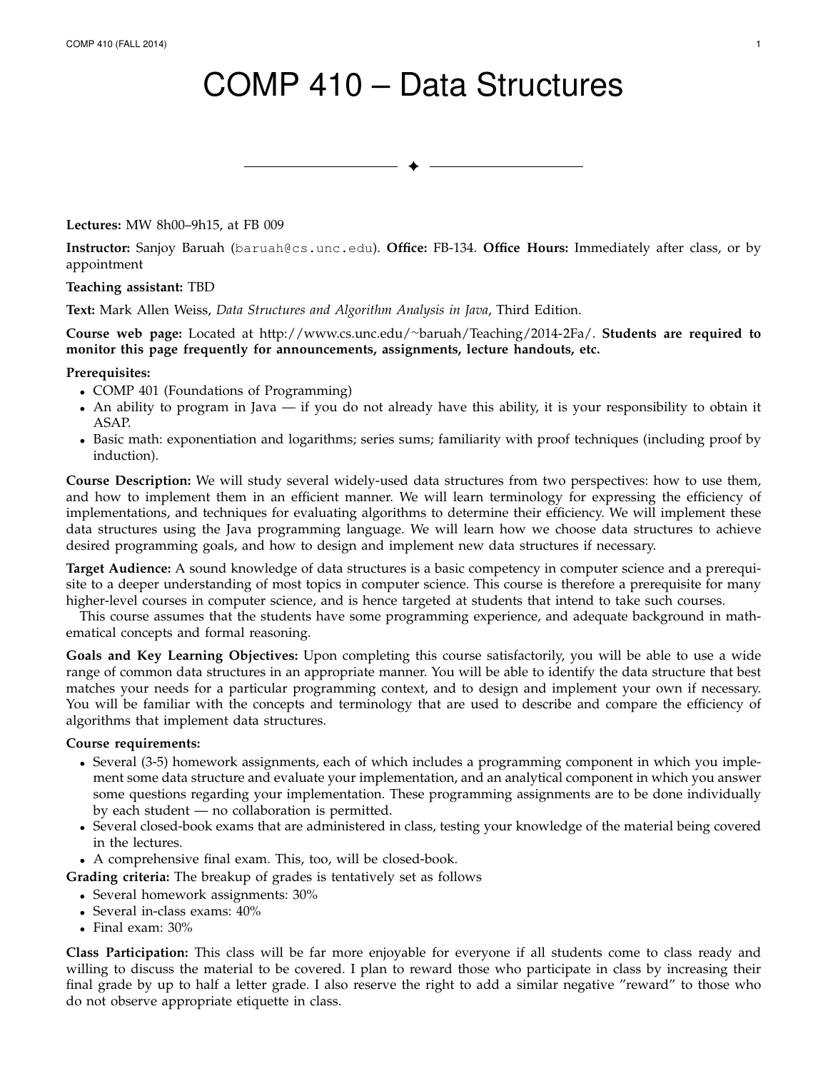# COMP 410 – Data Structures

**Lectures:** MW 8h00–9h15, at FB 009

**Instructor:** Sanjoy Baruah (`baruah@cs.unc.edu`). **Office:** FB-134. **Office Hours:** Immediately after class, or by appointment

**Teaching assistant:** TBD

**Text:** Mark Allen Weiss, *Data Structures and Algorithm Analysis in Java*, Third Edition.

**Course web page:** Located at http://www.cs.unc.edu/~baruah/Teaching/2014-2Fa/. **Students are required to monitor this page frequently for announcements, assignments, lecture handouts, etc.**

**Prerequisites:**

- COMP 401 (Foundations of Programming)
- An ability to program in Java — if you do not already have this ability, it is your responsibility to obtain it ASAP.
- Basic math: exponentiation and logarithms; series sums; familiarity with proof techniques (including proof by induction).

**Course Description:** We will study several widely-used data structures from two perspectives: how to use them, and how to implement them in an efficient manner. We will learn terminology for expressing the efficiency of implementations, and techniques for evaluating algorithms to determine their efficiency. We will implement these data structures using the Java programming language. We will learn how we choose data structures to achieve desired programming goals, and how to design and implement new data structures if necessary.

**Target Audience:** A sound knowledge of data structures is a basic competency in computer science and a prerequisite to a deeper understanding of most topics in computer science. This course is therefore a prerequisite for many higher-level courses in computer science, and is hence targeted at students that intend to take such courses.

This course assumes that the students have some programming experience, and adequate background in mathematical concepts and formal reasoning.

**Goals and Key Learning Objectives:** Upon completing this course satisfactorily, you will be able to use a wide range of common data structures in an appropriate manner. You will be able to identify the data structure that best matches your needs for a particular programming context, and to design and implement your own if necessary. You will be familiar with the concepts and terminology that are used to describe and compare the efficiency of algorithms that implement data structures.

**Course requirements:**

- Several (3-5) homework assignments, each of which includes a programming component in which you implement some data structure and evaluate your implementation, and an analytical component in which you answer some questions regarding your implementation. These programming assignments are to be done individually by each student — no collaboration is permitted.
- Several closed-book exams that are administered in class, testing your knowledge of the material being covered in the lectures.
- A comprehensive final exam. This, too, will be closed-book.

**Grading criteria:** The breakup of grades is tentatively set as follows

- Several homework assignments: 30%
- Several in-class exams: 40%
- Final exam: 30%

**Class Participation:** This class will be far more enjoyable for everyone if all students come to class ready and willing to discuss the material to be covered. I plan to reward those who participate in class by increasing their final grade by up to half a letter grade. I also reserve the right to add a similar negative "reward" to those who do not observe appropriate etiquette in class.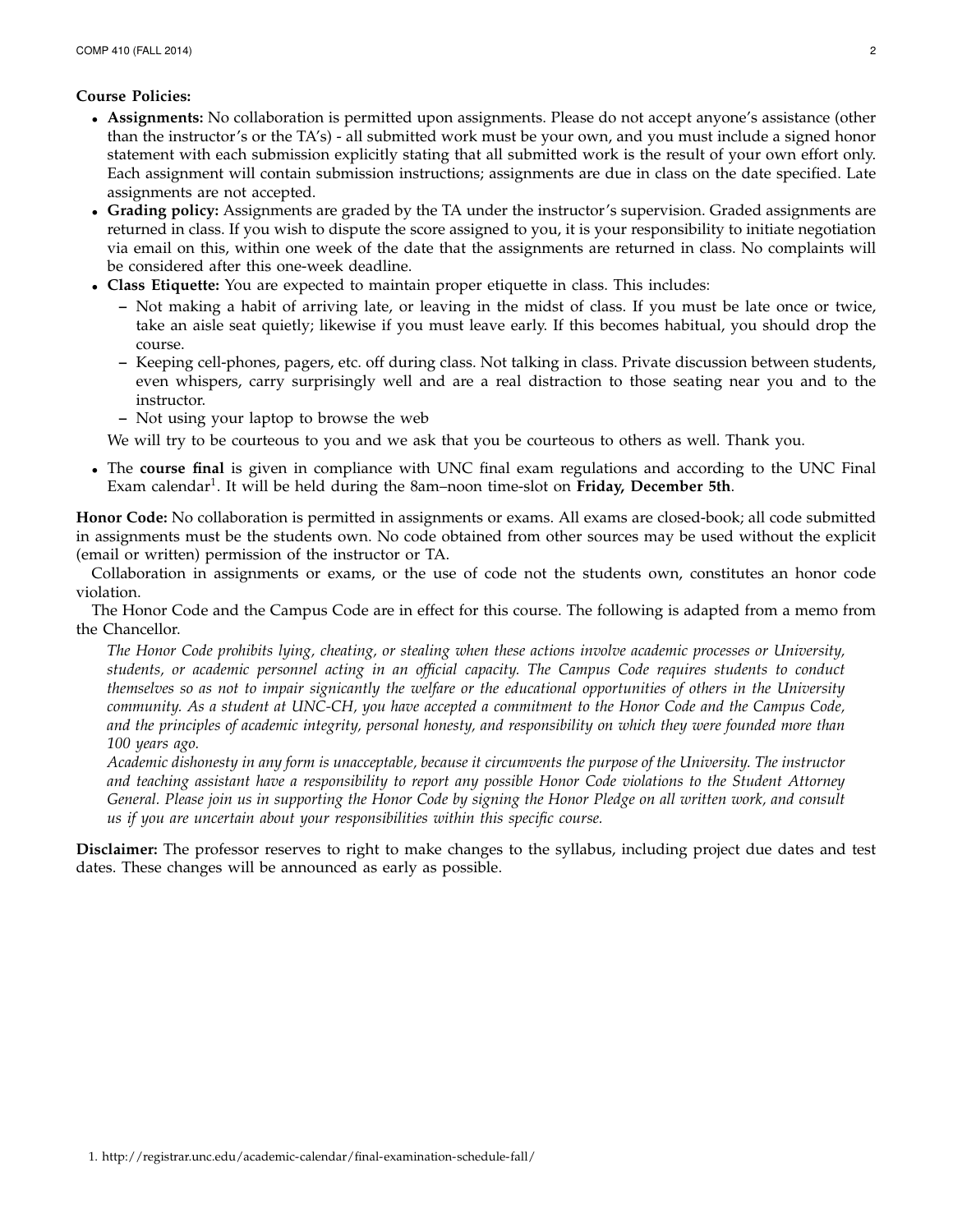**Course Policies:**

- **Assignments:** No collaboration is permitted upon assignments. Please do not accept anyone's assistance (other than the instructor's or the TA's) - all submitted work must be your own, and you must include a signed honor statement with each submission explicitly stating that all submitted work is the result of your own effort only. Each assignment will contain submission instructions; assignments are due in class on the date specified. Late assignments are not accepted.
- **Grading policy:** Assignments are graded by the TA under the instructor's supervision. Graded assignments are returned in class. If you wish to dispute the score assigned to you, it is your responsibility to initiate negotiation via email on this, within one week of the date that the assignments are returned in class. No complaints will be considered after this one-week deadline.
- **Class Etiquette:** You are expected to maintain proper etiquette in class. This includes:
  - Not making a habit of arriving late, or leaving in the midst of class. If you must be late once or twice, take an aisle seat quietly; likewise if you must leave early. If this becomes habitual, you should drop the course.
  - Keeping cell-phones, pagers, etc. off during class. Not talking in class. Private discussion between students, even whispers, carry surprisingly well and are a real distraction to those seating near you and to the instructor.
  - Not using your laptop to browse the web

  We will try to be courteous to you and we ask that you be courteous to others as well. Thank you.

- The **course final** is given in compliance with UNC final exam regulations and according to the UNC Final Exam calendar[1]. It will be held during the 8am–noon time-slot on **Friday, December 5th**.

**Honor Code:** No collaboration is permitted in assignments or exams. All exams are closed-book; all code submitted in assignments must be the students own. No code obtained from other sources may be used without the explicit (email or written) permission of the instructor or TA.

Collaboration in assignments or exams, or the use of code not the students own, constitutes an honor code violation.

The Honor Code and the Campus Code are in effect for this course. The following is adapted from a memo from the Chancellor.

*The Honor Code prohibits lying, cheating, or stealing when these actions involve academic processes or University, students, or academic personnel acting in an official capacity. The Campus Code requires students to conduct themselves so as not to impair signicantly the welfare or the educational opportunities of others in the University community. As a student at UNC-CH, you have accepted a commitment to the Honor Code and the Campus Code, and the principles of academic integrity, personal honesty, and responsibility on which they were founded more than 100 years ago.*

*Academic dishonesty in any form is unacceptable, because it circumvents the purpose of the University. The instructor and teaching assistant have a responsibility to report any possible Honor Code violations to the Student Attorney General. Please join us in supporting the Honor Code by signing the Honor Pledge on all written work, and consult us if you are uncertain about your responsibilities within this specific course.*

**Disclaimer:** The professor reserves to right to make changes to the syllabus, including project due dates and test dates. These changes will be announced as early as possible.

1. http://registrar.unc.edu/academic-calendar/final-examination-schedule-fall/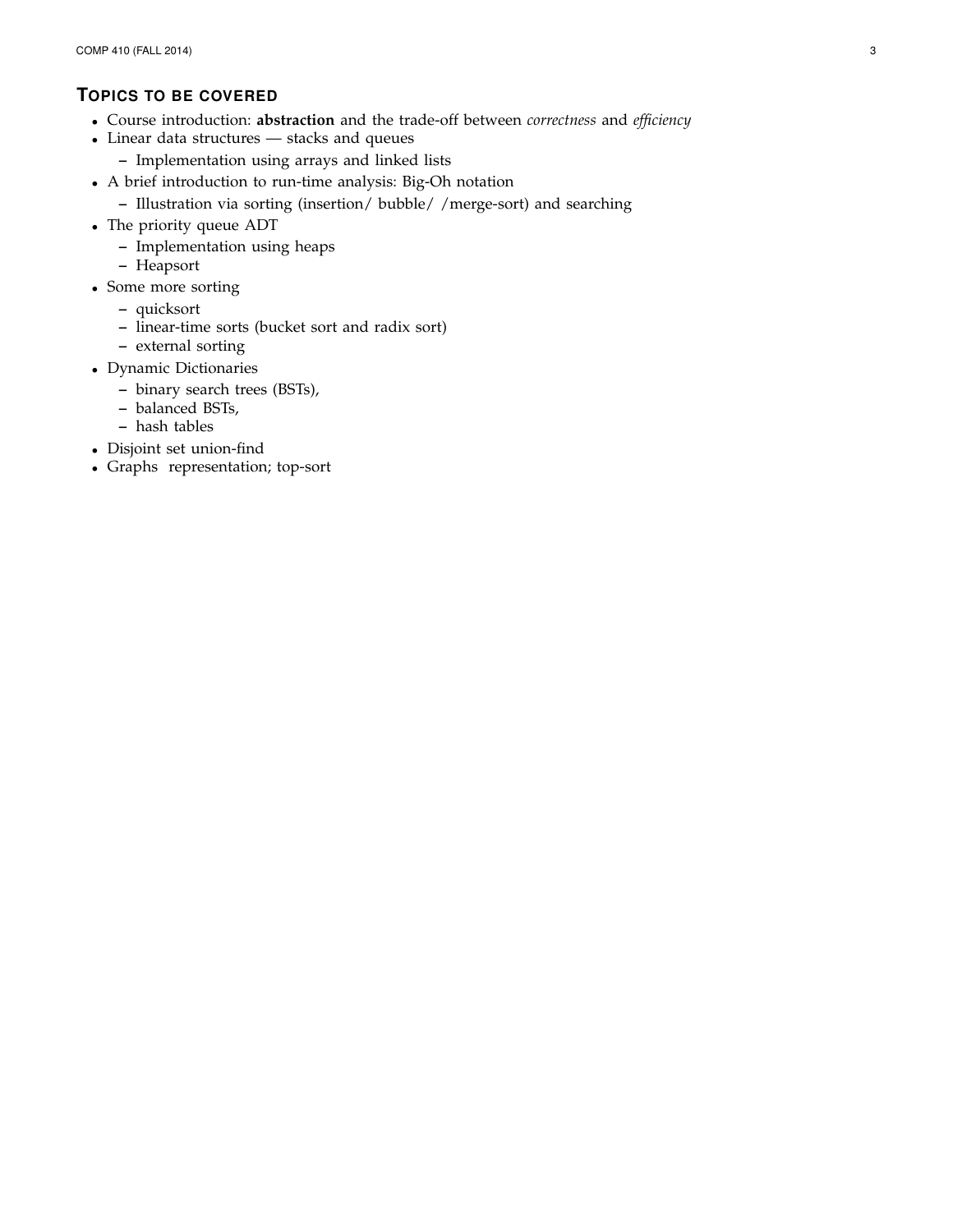## Topics to be covered

- Course introduction: **abstraction** and the trade-off between *correctness* and *efficiency*
- Linear data structures — stacks and queues
  - Implementation using arrays and linked lists
- A brief introduction to run-time analysis: Big-Oh notation
  - Illustration via sorting (insertion/ bubble/ /merge-sort) and searching
- The priority queue ADT
  - Implementation using heaps
  - Heapsort
- Some more sorting
  - quicksort
  - linear-time sorts (bucket sort and radix sort)
  - external sorting
- Dynamic Dictionaries
  - binary search trees (BSTs),
  - balanced BSTs,
  - hash tables
- Disjoint set union-find
- Graphs representation; top-sort